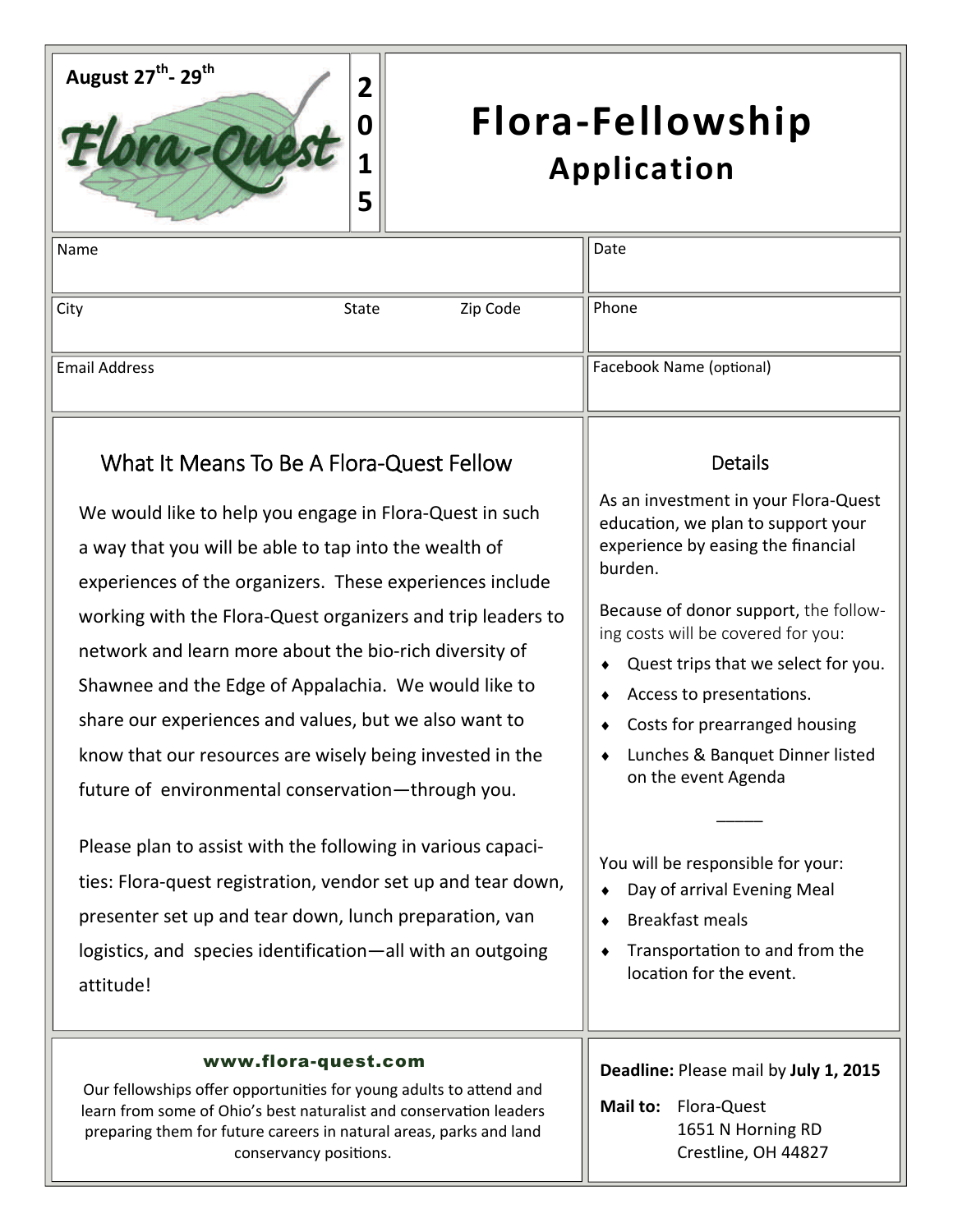August 27th - 29th

Flora-Quest

2015

# Flora-Fellowship

## Application

| Name | Date |
|---|---|
| City &nbsp;&nbsp;&nbsp;&nbsp; State &nbsp;&nbsp;&nbsp;&nbsp; Zip Code | Phone |
| Email Address | Facebook Name (optional) |

### What It Means To Be A Flora-Quest Fellow

We would like to help you engage in Flora-Quest in such a way that you will be able to tap into the wealth of experiences of the organizers. These experiences include working with the Flora-Quest organizers and trip leaders to network and learn more about the bio-rich diversity of Shawnee and the Edge of Appalachia. We would like to share our experiences and values, but we also want to know that our resources are wisely being invested in the future of environmental conservation—through you.

Please plan to assist with the following in various capacities: Flora-quest registration, vendor set up and tear down, presenter set up and tear down, lunch preparation, van logistics, and species identification—all with an outgoing attitude!

### Details

As an investment in your Flora-Quest education, we plan to support your experience by easing the financial burden.

Because of donor support, the following costs will be covered for you:

- Quest trips that we select for you.
- Access to presentations.
- Costs for prearranged housing
- Lunches & Banquet Dinner listed on the event Agenda

_____

You will be responsible for your:

- Day of arrival Evening Meal
- Breakfast meals
- Transportation to and from the location for the event.

**www.flora-quest.com**

Our fellowships offer opportunities for young adults to attend and learn from some of Ohio's best naturalist and conservation leaders preparing them for future careers in natural areas, parks and land conservancy positions.

**Deadline:** Please mail by **July 1, 2015**

**Mail to:** Flora-Quest
1651 N Horning RD
Crestline, OH 44827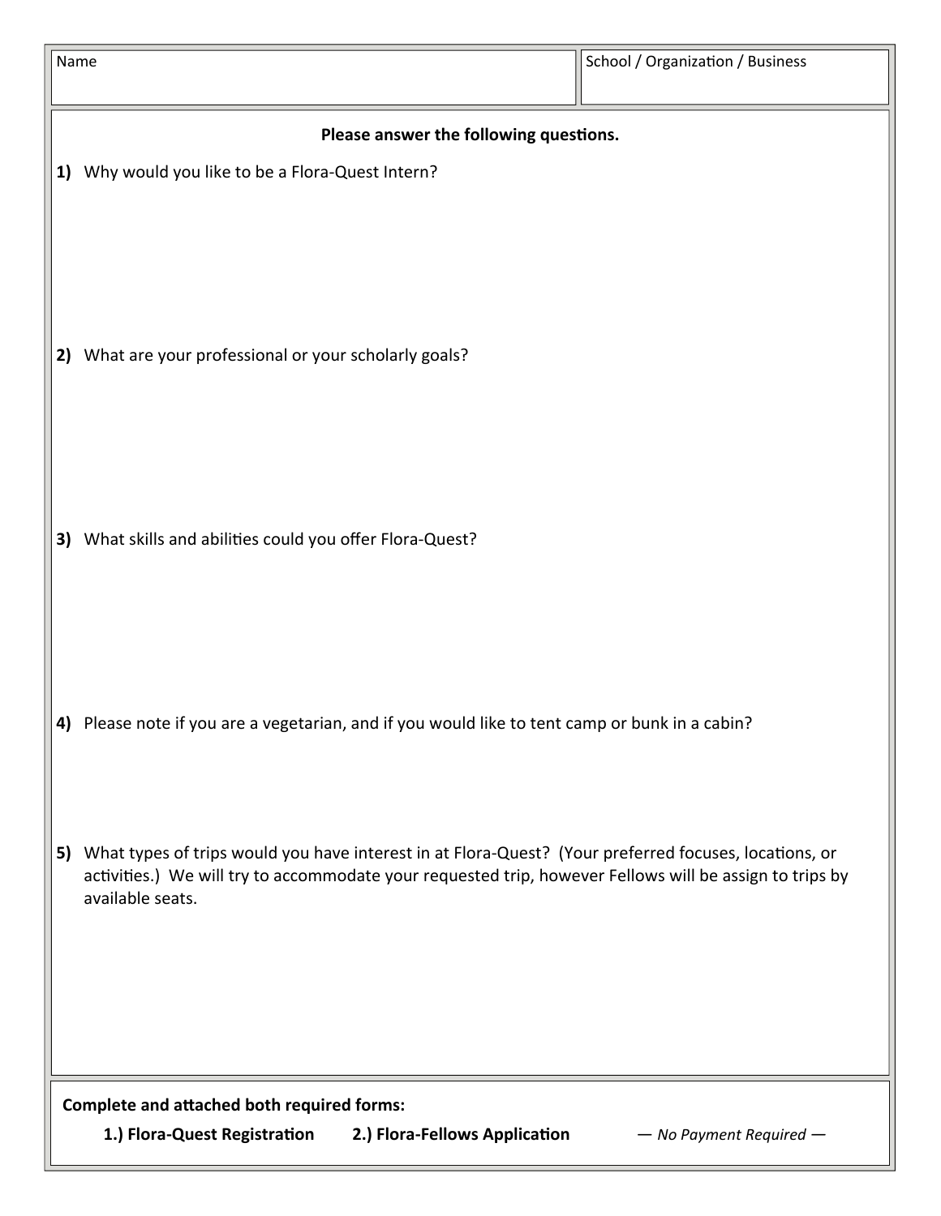| Name | School / Organization / Business |
| --- | --- |
| | |

**Please answer the following questions.**

**1)** Why would you like to be a Flora-Quest Intern?

**2)** What are your professional or your scholarly goals?

**3)** What skills and abilities could you offer Flora-Quest?

**4)** Please note if you are a vegetarian, and if you would like to tent camp or bunk in a cabin?

**5)** What types of trips would you have interest in at Flora-Quest? (Your preferred focuses, locations, or activities.) We will try to accommodate your requested trip, however Fellows will be assign to trips by available seats.

**Complete and attached both required forms:**

**1.) Flora-Quest Registration** **2.) Flora-Fellows Application** — *No Payment Required* —